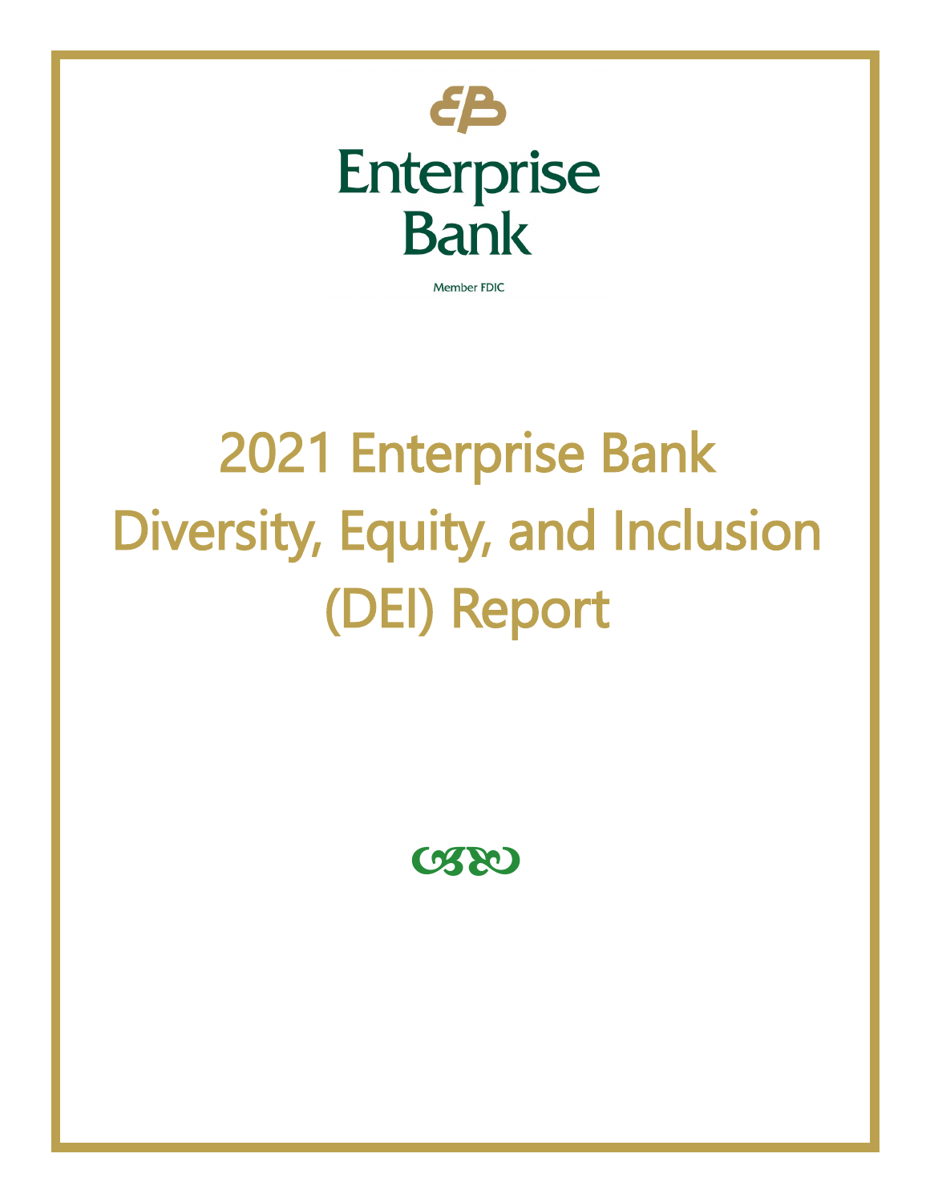Enterprise Bank

Member FDIC

# 2021 Enterprise Bank Diversity, Equity, and Inclusion (DEI) Report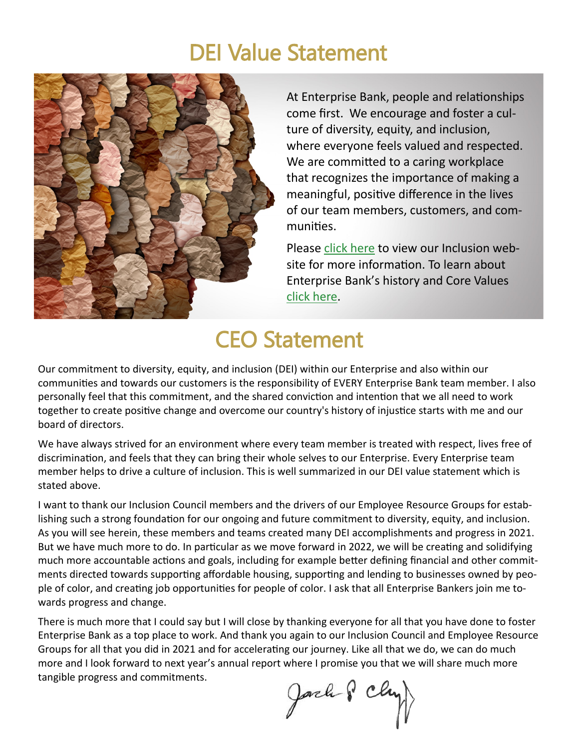# DEI Value Statement

At Enterprise Bank, people and relationships come first. We encourage and foster a culture of diversity, equity, and inclusion, where everyone feels valued and respected. We are committed to a caring workplace that recognizes the importance of making a meaningful, positive difference in the lives of our team members, customers, and communities.

Please click here to view our Inclusion website for more information. To learn about Enterprise Bank's history and Core Values click here.

# CEO Statement

Our commitment to diversity, equity, and inclusion (DEI) within our Enterprise and also within our communities and towards our customers is the responsibility of EVERY Enterprise Bank team member. I also personally feel that this commitment, and the shared conviction and intention that we all need to work together to create positive change and overcome our country's history of injustice starts with me and our board of directors.

We have always strived for an environment where every team member is treated with respect, lives free of discrimination, and feels that they can bring their whole selves to our Enterprise. Every Enterprise team member helps to drive a culture of inclusion. This is well summarized in our DEI value statement which is stated above.

I want to thank our Inclusion Council members and the drivers of our Employee Resource Groups for establishing such a strong foundation for our ongoing and future commitment to diversity, equity, and inclusion. As you will see herein, these members and teams created many DEI accomplishments and progress in 2021. But we have much more to do. In particular as we move forward in 2022, we will be creating and solidifying much more accountable actions and goals, including for example better defining financial and other commitments directed towards supporting affordable housing, supporting and lending to businesses owned by people of color, and creating job opportunities for people of color. I ask that all Enterprise Bankers join me towards progress and change.

There is much more that I could say but I will close by thanking everyone for all that you have done to foster Enterprise Bank as a top place to work. And thank you again to our Inclusion Council and Employee Resource Groups for all that you did in 2021 and for accelerating our journey. Like all that we do, we can do much more and I look forward to next year's annual report where I promise you that we will share much more tangible progress and commitments.

Jack P. Clancy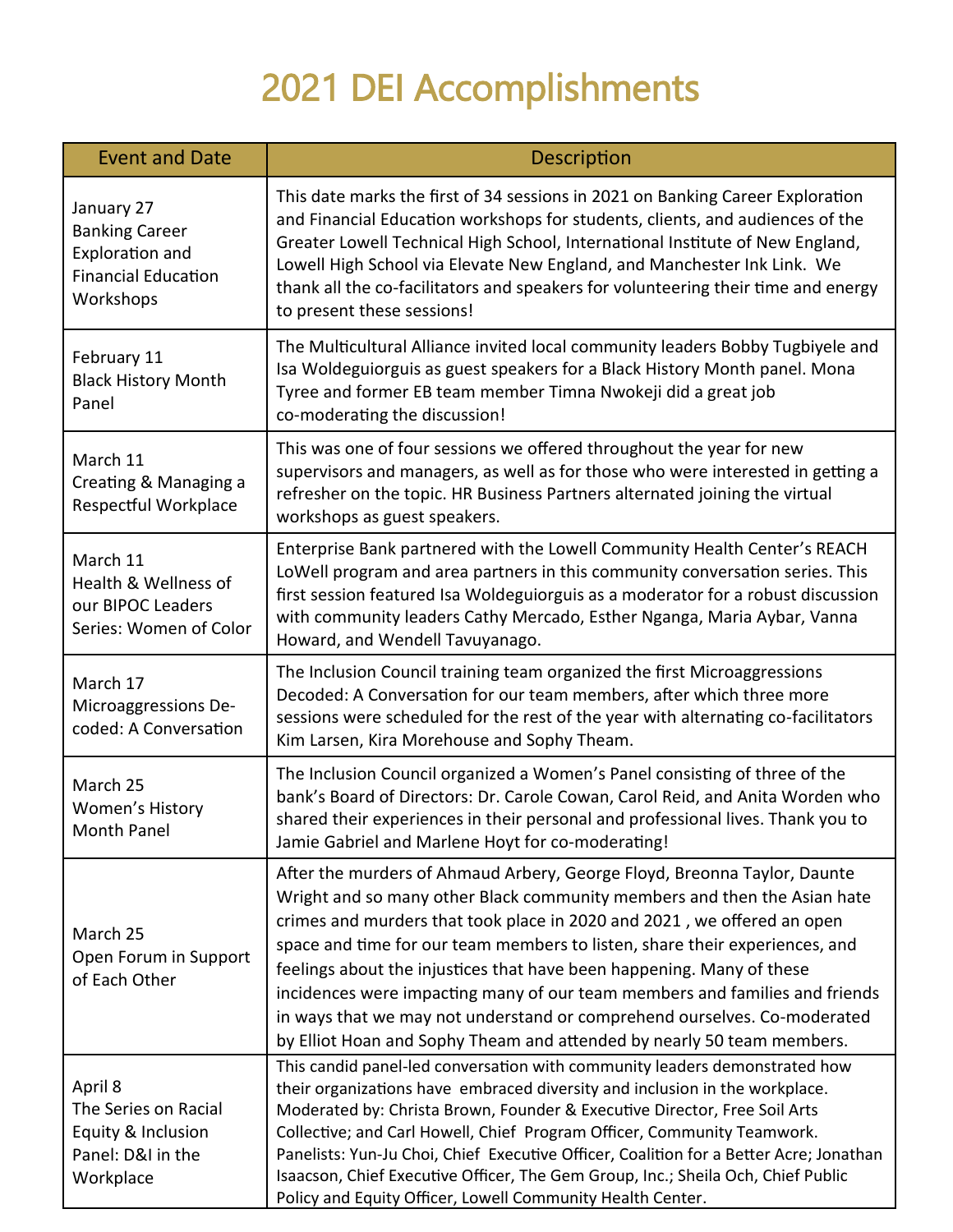# 2021 DEI Accomplishments

| Event and Date | Description |
|---|---|
| January 27 Banking Career Exploration and Financial Education Workshops | This date marks the first of 34 sessions in 2021 on Banking Career Exploration and Financial Education workshops for students, clients, and audiences of the Greater Lowell Technical High School, International Institute of New England, Lowell High School via Elevate New England, and Manchester Ink Link. We thank all the co-facilitators and speakers for volunteering their time and energy to present these sessions! |
| February 11 Black History Month Panel | The Multicultural Alliance invited local community leaders Bobby Tugbiyele and Isa Woldeguiorguis as guest speakers for a Black History Month panel. Mona Tyree and former EB team member Timna Nwokeji did a great job co-moderating the discussion! |
| March 11 Creating & Managing a Respectful Workplace | This was one of four sessions we offered throughout the year for new supervisors and managers, as well as for those who were interested in getting a refresher on the topic. HR Business Partners alternated joining the virtual workshops as guest speakers. |
| March 11 Health & Wellness of our BIPOC Leaders Series: Women of Color | Enterprise Bank partnered with the Lowell Community Health Center's REACH LoWell program and area partners in this community conversation series. This first session featured Isa Woldeguiorguis as a moderator for a robust discussion with community leaders Cathy Mercado, Esther Nganga, Maria Aybar, Vanna Howard, and Wendell Tavuyanago. |
| March 17 Microaggressions De-coded: A Conversation | The Inclusion Council training team organized the first Microaggressions Decoded: A Conversation for our team members, after which three more sessions were scheduled for the rest of the year with alternating co-facilitators Kim Larsen, Kira Morehouse and Sophy Theam. |
| March 25 Women's History Month Panel | The Inclusion Council organized a Women's Panel consisting of three of the bank's Board of Directors: Dr. Carole Cowan, Carol Reid, and Anita Worden who shared their experiences in their personal and professional lives. Thank you to Jamie Gabriel and Marlene Hoyt for co-moderating! |
| March 25 Open Forum in Support of Each Other | After the murders of Ahmaud Arbery, George Floyd, Breonna Taylor, Daunte Wright and so many other Black community members and then the Asian hate crimes and murders that took place in 2020 and 2021 , we offered an open space and time for our team members to listen, share their experiences, and feelings about the injustices that have been happening. Many of these incidences were impacting many of our team members and families and friends in ways that we may not understand or comprehend ourselves. Co-moderated by Elliot Hoan and Sophy Theam and attended by nearly 50 team members. |
| April 8 The Series on Racial Equity & Inclusion Panel: D&I in the Workplace | This candid panel-led conversation with community leaders demonstrated how their organizations have embraced diversity and inclusion in the workplace. Moderated by: Christa Brown, Founder & Executive Director, Free Soil Arts Collective; and Carl Howell, Chief Program Officer, Community Teamwork. Panelists: Yun-Ju Choi, Chief Executive Officer, Coalition for a Better Acre; Jonathan Isaacson, Chief Executive Officer, The Gem Group, Inc.; Sheila Och, Chief Public Policy and Equity Officer, Lowell Community Health Center. |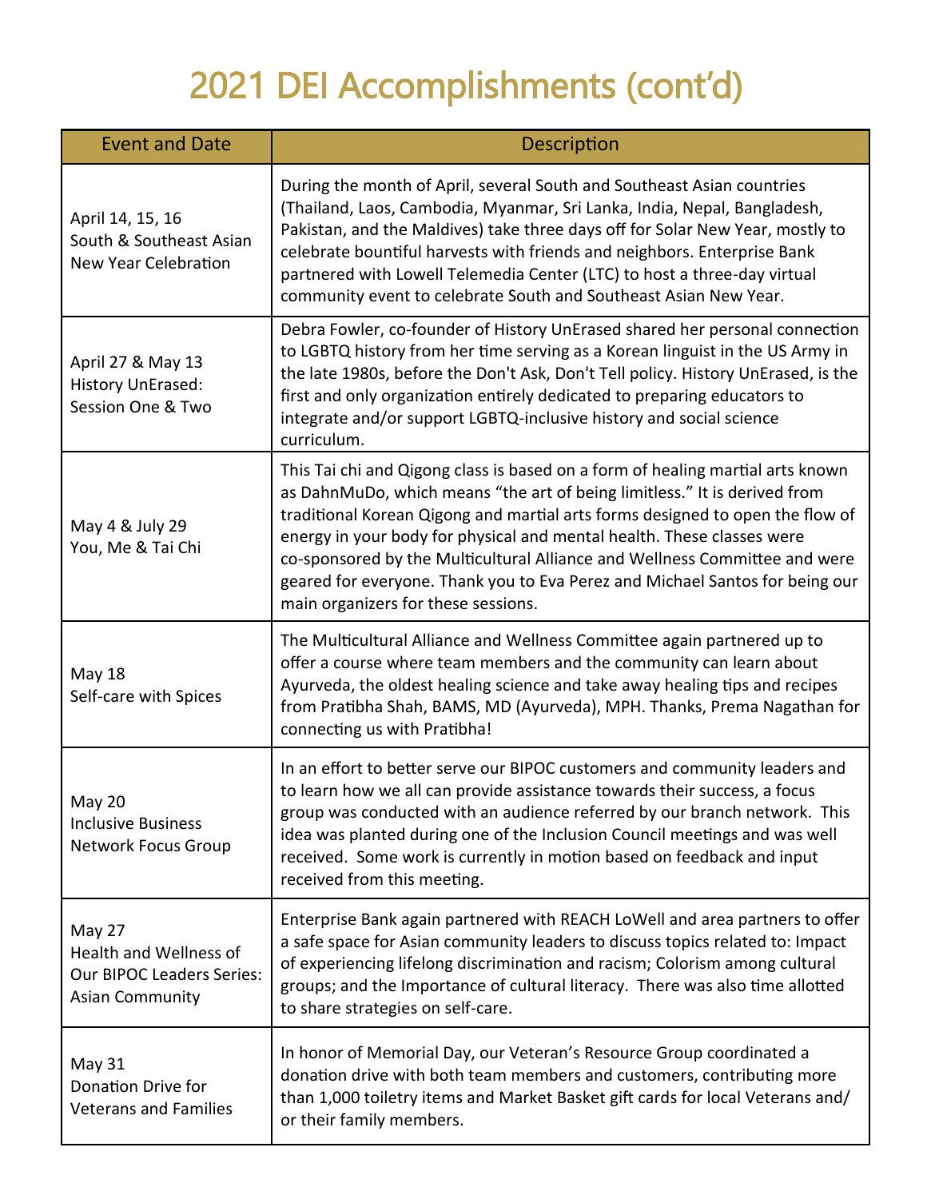# 2021 DEI Accomplishments (cont'd)

| Event and Date | Description |
| --- | --- |
| April 14, 15, 16<br>South & Southeast Asian New Year Celebration | During the month of April, several South and Southeast Asian countries (Thailand, Laos, Cambodia, Myanmar, Sri Lanka, India, Nepal, Bangladesh, Pakistan, and the Maldives) take three days off for Solar New Year, mostly to celebrate bountiful harvests with friends and neighbors. Enterprise Bank partnered with Lowell Telemedia Center (LTC) to host a three-day virtual community event to celebrate South and Southeast Asian New Year. |
| April 27 & May 13<br>History UnErased: Session One & Two | Debra Fowler, co-founder of History UnErased shared her personal connection to LGBTQ history from her time serving as a Korean linguist in the US Army in the late 1980s, before the Don't Ask, Don't Tell policy. History UnErased, is the first and only organization entirely dedicated to preparing educators to integrate and/or support LGBTQ-inclusive history and social science curriculum. |
| May 4 & July 29<br>You, Me & Tai Chi | This Tai chi and Qigong class is based on a form of healing martial arts known as DahnMuDo, which means "the art of being limitless." It is derived from traditional Korean Qigong and martial arts forms designed to open the flow of energy in your body for physical and mental health. These classes were co-sponsored by the Multicultural Alliance and Wellness Committee and were geared for everyone. Thank you to Eva Perez and Michael Santos for being our main organizers for these sessions. |
| May 18<br>Self-care with Spices | The Multicultural Alliance and Wellness Committee again partnered up to offer a course where team members and the community can learn about Ayurveda, the oldest healing science and take away healing tips and recipes from Pratibha Shah, BAMS, MD (Ayurveda), MPH. Thanks, Prema Nagathan for connecting us with Pratibha! |
| May 20<br>Inclusive Business Network Focus Group | In an effort to better serve our BIPOC customers and community leaders and to learn how we all can provide assistance towards their success, a focus group was conducted with an audience referred by our branch network. This idea was planted during one of the Inclusion Council meetings and was well received. Some work is currently in motion based on feedback and input received from this meeting. |
| May 27<br>Health and Wellness of Our BIPOC Leaders Series: Asian Community | Enterprise Bank again partnered with REACH LoWell and area partners to offer a safe space for Asian community leaders to discuss topics related to: Impact of experiencing lifelong discrimination and racism; Colorism among cultural groups; and the Importance of cultural literacy. There was also time allotted to share strategies on self-care. |
| May 31<br>Donation Drive for Veterans and Families | In honor of Memorial Day, our Veteran's Resource Group coordinated a donation drive with both team members and customers, contributing more than 1,000 toiletry items and Market Basket gift cards for local Veterans and/or their family members. |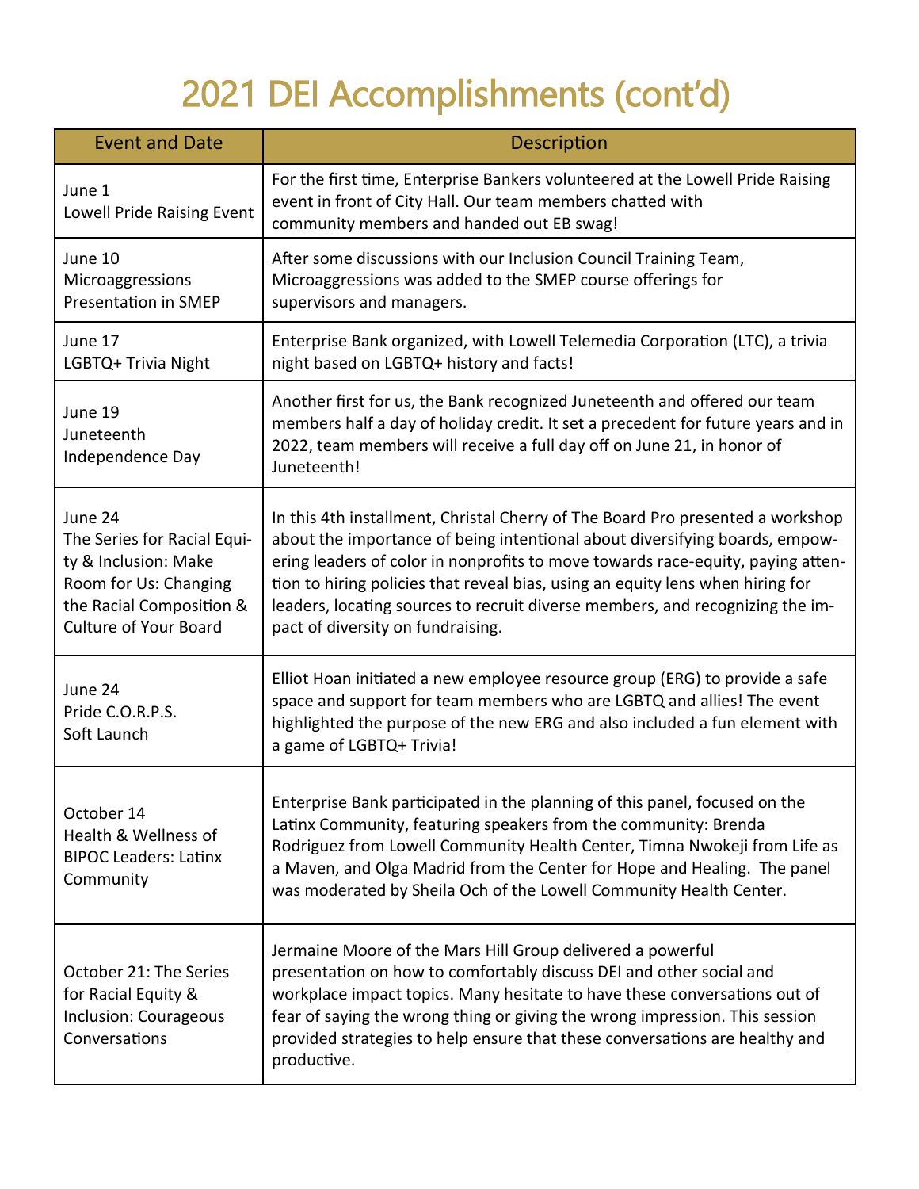# 2021 DEI Accomplishments (cont'd)

| Event and Date | Description |
|---|---|
| June 1<br>Lowell Pride Raising Event | For the first time, Enterprise Bankers volunteered at the Lowell Pride Raising event in front of City Hall. Our team members chatted with community members and handed out EB swag! |
| June 10<br>Microaggressions Presentation in SMEP | After some discussions with our Inclusion Council Training Team, Microaggressions was added to the SMEP course offerings for supervisors and managers. |
| June 17<br>LGBTQ+ Trivia Night | Enterprise Bank organized, with Lowell Telemedia Corporation (LTC), a trivia night based on LGBTQ+ history and facts! |
| June 19<br>Juneteenth Independence Day | Another first for us, the Bank recognized Juneteenth and offered our team members half a day of holiday credit. It set a precedent for future years and in 2022, team members will receive a full day off on June 21, in honor of Juneteenth! |
| June 24<br>The Series for Racial Equity & Inclusion: Make Room for Us: Changing the Racial Composition & Culture of Your Board | In this 4th installment, Christal Cherry of The Board Pro presented a workshop about the importance of being intentional about diversifying boards, empowering leaders of color in nonprofits to move towards race-equity, paying attention to hiring policies that reveal bias, using an equity lens when hiring for leaders, locating sources to recruit diverse members, and recognizing the impact of diversity on fundraising. |
| June 24<br>Pride C.O.R.P.S. Soft Launch | Elliot Hoan initiated a new employee resource group (ERG) to provide a safe space and support for team members who are LGBTQ and allies! The event highlighted the purpose of the new ERG and also included a fun element with a game of LGBTQ+ Trivia! |
| October 14<br>Health & Wellness of BIPOC Leaders: Latinx Community | Enterprise Bank participated in the planning of this panel, focused on the Latinx Community, featuring speakers from the community: Brenda Rodriguez from Lowell Community Health Center, Timna Nwokeji from Life as a Maven, and Olga Madrid from the Center for Hope and Healing. The panel was moderated by Sheila Och of the Lowell Community Health Center. |
| October 21: The Series for Racial Equity & Inclusion: Courageous Conversations | Jermaine Moore of the Mars Hill Group delivered a powerful presentation on how to comfortably discuss DEI and other social and workplace impact topics. Many hesitate to have these conversations out of fear of saying the wrong thing or giving the wrong impression. This session provided strategies to help ensure that these conversations are healthy and productive. |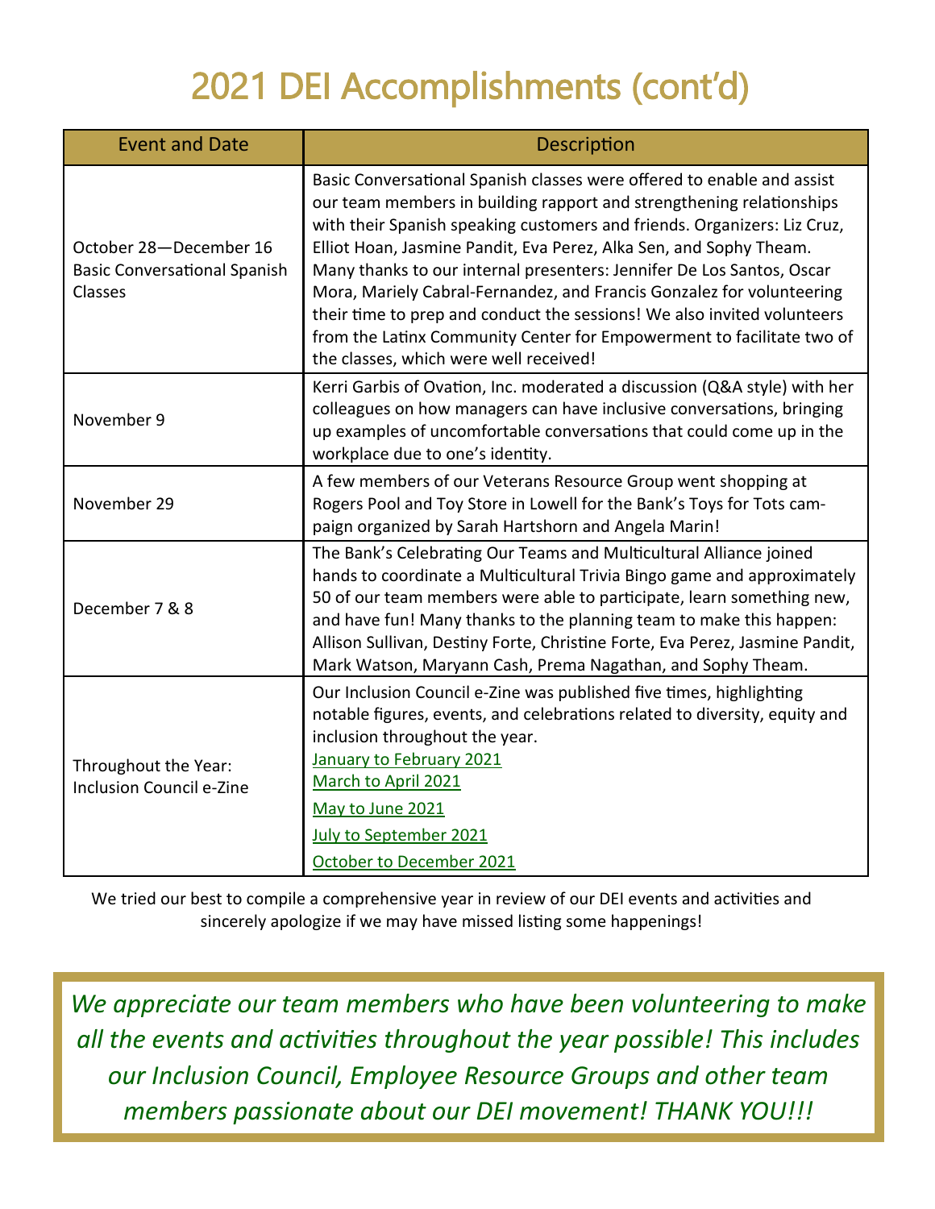# 2021 DEI Accomplishments (cont'd)

| Event and Date | Description |
| --- | --- |
| October 28—December 16 Basic Conversational Spanish Classes | Basic Conversational Spanish classes were offered to enable and assist our team members in building rapport and strengthening relationships with their Spanish speaking customers and friends. Organizers: Liz Cruz, Elliot Hoan, Jasmine Pandit, Eva Perez, Alka Sen, and Sophy Theam. Many thanks to our internal presenters: Jennifer De Los Santos, Oscar Mora, Mariely Cabral-Fernandez, and Francis Gonzalez for volunteering their time to prep and conduct the sessions! We also invited volunteers from the Latinx Community Center for Empowerment to facilitate two of the classes, which were well received! |
| November 9 | Kerri Garbis of Ovation, Inc. moderated a discussion (Q&A style) with her colleagues on how managers can have inclusive conversations, bringing up examples of uncomfortable conversations that could come up in the workplace due to one's identity. |
| November 29 | A few members of our Veterans Resource Group went shopping at Rogers Pool and Toy Store in Lowell for the Bank's Toys for Tots campaign organized by Sarah Hartshorn and Angela Marin! |
| December 7 & 8 | The Bank's Celebrating Our Teams and Multicultural Alliance joined hands to coordinate a Multicultural Trivia Bingo game and approximately 50 of our team members were able to participate, learn something new, and have fun! Many thanks to the planning team to make this happen: Allison Sullivan, Destiny Forte, Christine Forte, Eva Perez, Jasmine Pandit, Mark Watson, Maryann Cash, Prema Nagathan, and Sophy Theam. |
| Throughout the Year: Inclusion Council e-Zine | Our Inclusion Council e-Zine was published five times, highlighting notable figures, events, and celebrations related to diversity, equity and inclusion throughout the year.<br>January to February 2021<br>March to April 2021<br>May to June 2021<br>July to September 2021<br>October to December 2021 |

We tried our best to compile a comprehensive year in review of our DEI events and activities and sincerely apologize if we may have missed listing some happenings!

*We appreciate our team members who have been volunteering to make all the events and activities throughout the year possible! This includes our Inclusion Council, Employee Resource Groups and other team members passionate about our DEI movement! THANK YOU!!!*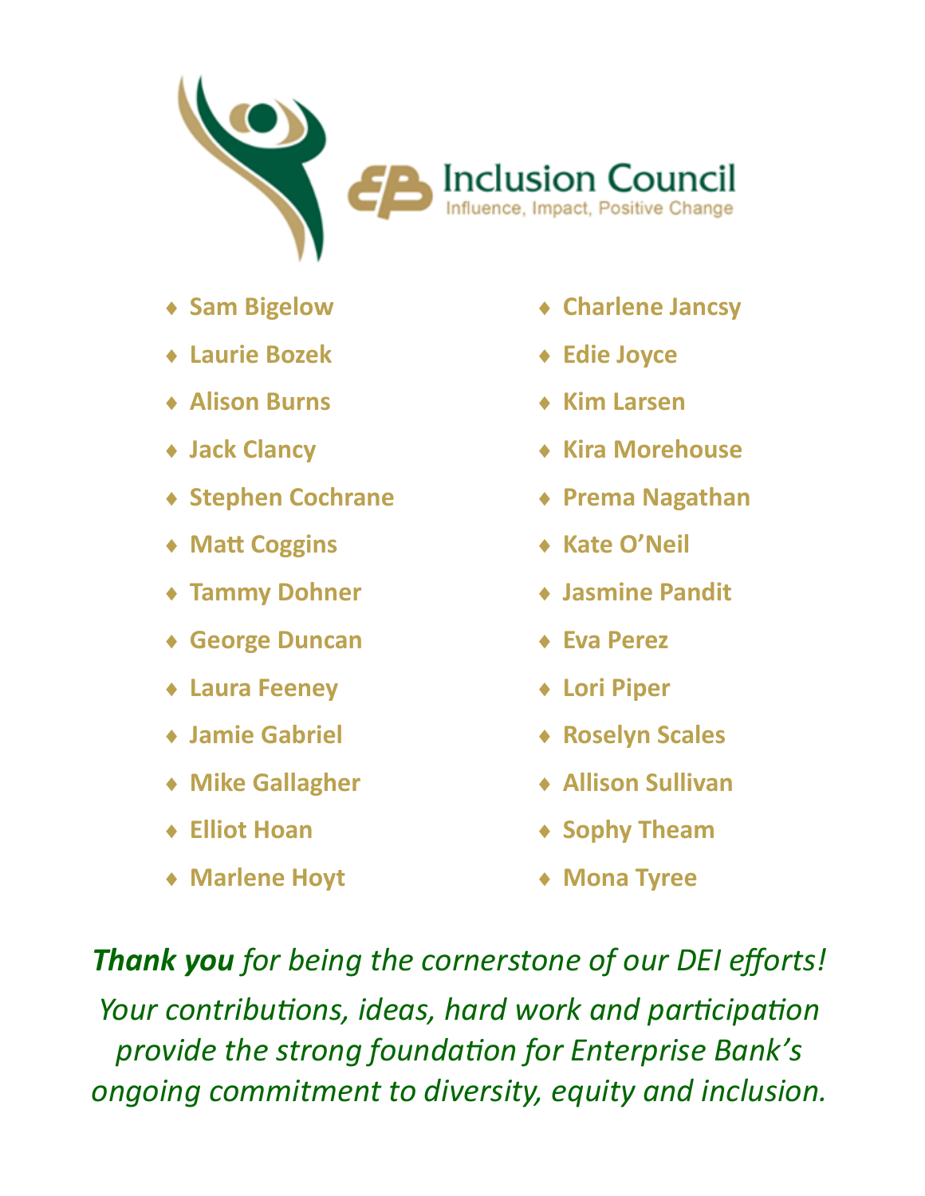# Inclusion Council

Influence, Impact, Positive Change

- Sam Bigelow
- Laurie Bozek
- Alison Burns
- Jack Clancy
- Stephen Cochrane
- Matt Coggins
- Tammy Dohner
- George Duncan
- Laura Feeney
- Jamie Gabriel
- Mike Gallagher
- Elliot Hoan
- Marlene Hoyt
- Charlene Jancsy
- Edie Joyce
- Kim Larsen
- Kira Morehouse
- Prema Nagathan
- Kate O'Neil
- Jasmine Pandit
- Eva Perez
- Lori Piper
- Roselyn Scales
- Allison Sullivan
- Sophy Theam
- Mona Tyree

***Thank you*** *for being the cornerstone of our DEI efforts!*
*Your contributions, ideas, hard work and participation provide the strong foundation for Enterprise Bank's ongoing commitment to diversity, equity and inclusion.*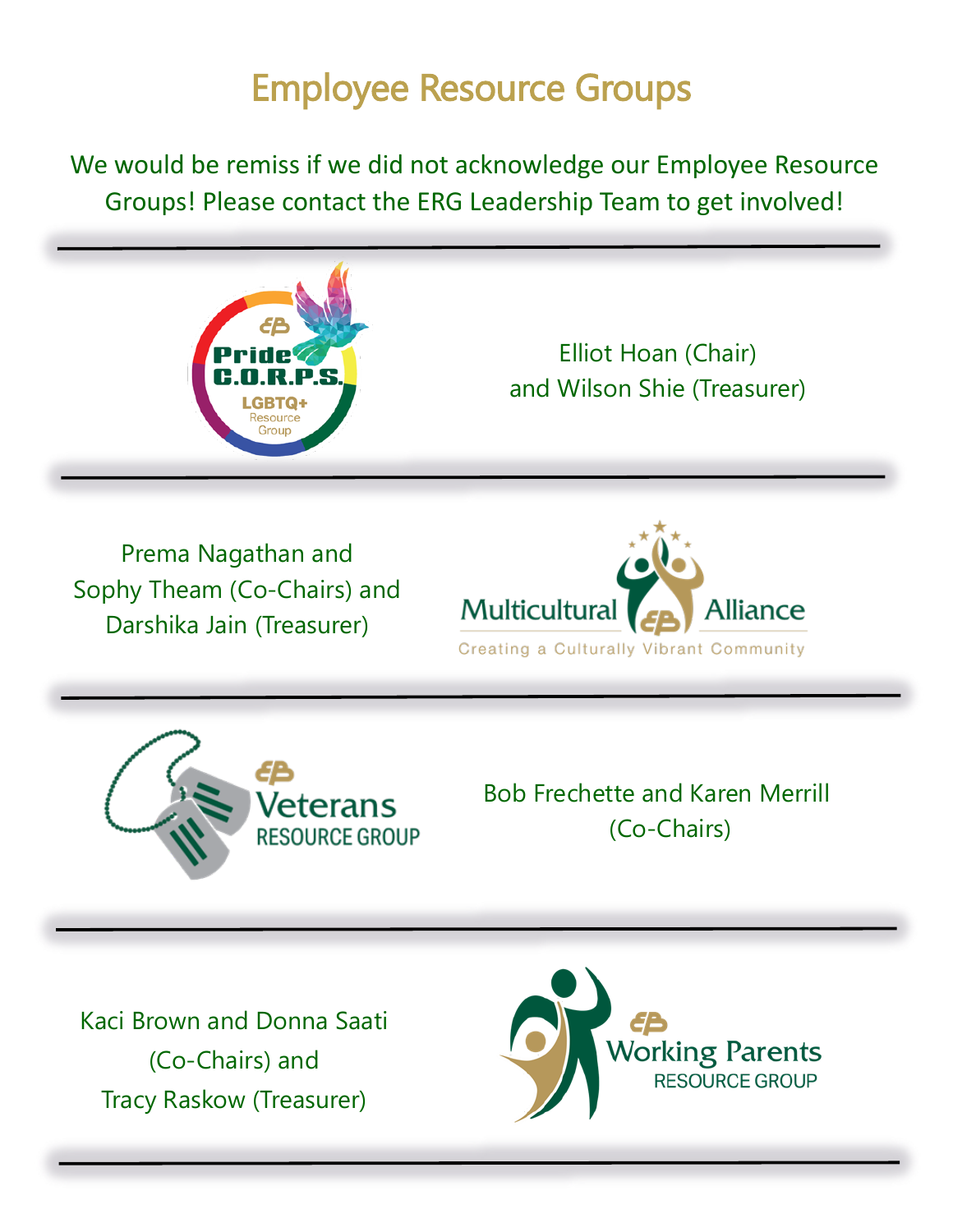# Employee Resource Groups

We would be remiss if we did not acknowledge our Employee Resource Groups! Please contact the ERG Leadership Team to get involved!

---

**Pride C.O.R.P.S. LGBTQ+ Resource Group**

Elliot Hoan (Chair)
and Wilson Shie (Treasurer)

---

**Multicultural Alliance** – Creating a Culturally Vibrant Community

Prema Nagathan and
Sophy Theam (Co-Chairs) and
Darshika Jain (Treasurer)

---

**Veterans Resource Group**

Bob Frechette and Karen Merrill
(Co-Chairs)

---

**Working Parents Resource Group**

Kaci Brown and Donna Saati
(Co-Chairs) and
Tracy Raskow (Treasurer)

---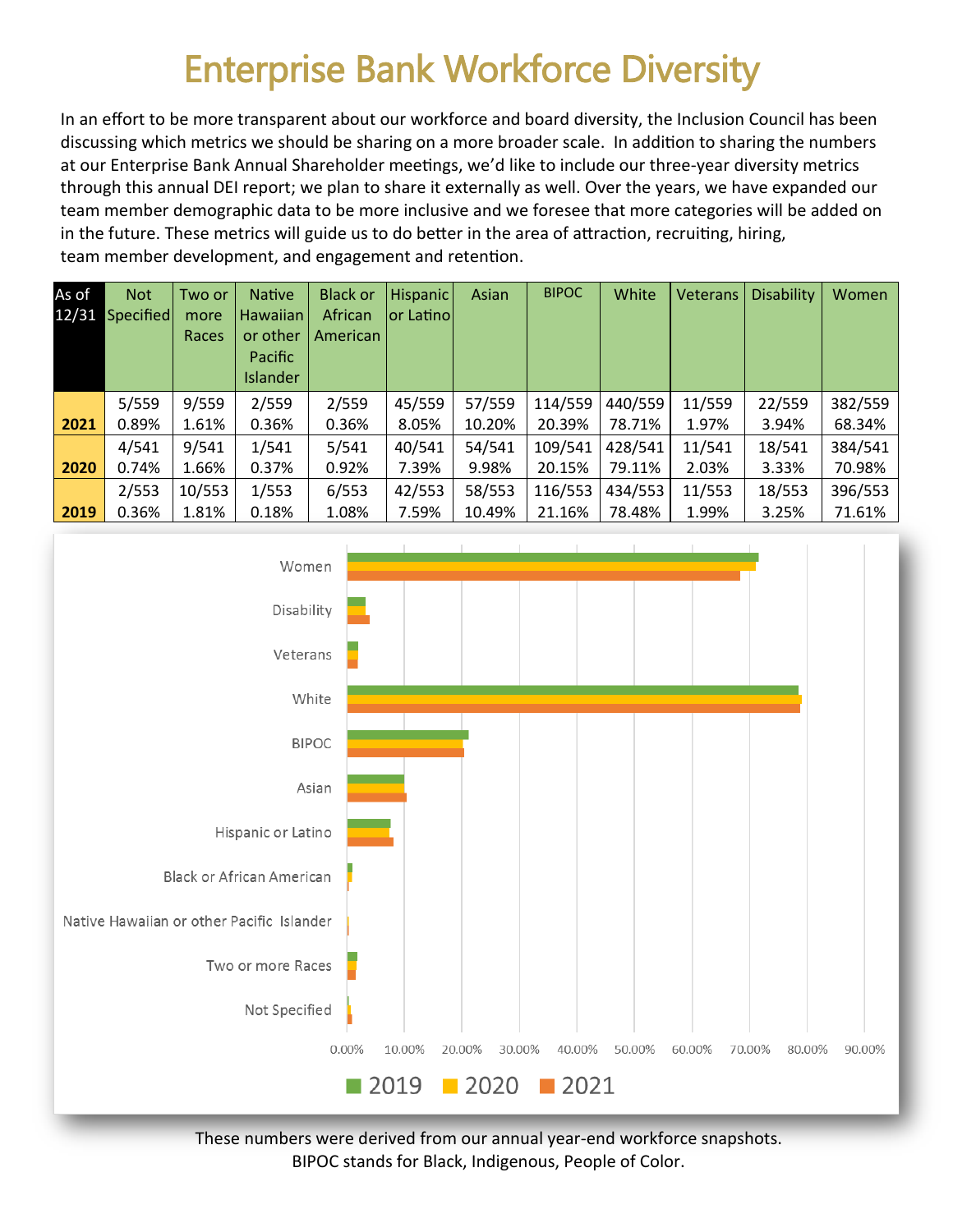# Enterprise Bank Workforce Diversity

In an effort to be more transparent about our workforce and board diversity, the Inclusion Council has been discussing which metrics we should be sharing on a more broader scale. In addition to sharing the numbers at our Enterprise Bank Annual Shareholder meetings, we'd like to include our three-year diversity metrics through this annual DEI report; we plan to share it externally as well. Over the years, we have expanded our team member demographic data to be more inclusive and we foresee that more categories will be added on in the future. These metrics will guide us to do better in the area of attraction, recruiting, hiring, team member development, and engagement and retention.

| As of 12/31 | Not Specified | Two or more Races | Native Hawaiian or other Pacific Islander | Black or African American | Hispanic or Latino | Asian | BIPOC | White | Veterans | Disability | Women |
|---|---|---|---|---|---|---|---|---|---|---|---|
| 2021 | 5/559<br>0.89% | 9/559<br>1.61% | 2/559<br>0.36% | 2/559<br>0.36% | 45/559<br>8.05% | 57/559<br>10.20% | 114/559<br>20.39% | 440/559<br>78.71% | 11/559<br>1.97% | 22/559<br>3.94% | 382/559<br>68.34% |
| 2020 | 4/541<br>0.74% | 9/541<br>1.66% | 1/541<br>0.37% | 5/541<br>0.92% | 40/541<br>7.39% | 54/541<br>9.98% | 109/541<br>20.15% | 428/541<br>79.11% | 11/541<br>2.03% | 18/541<br>3.33% | 384/541<br>70.98% |
| 2019 | 2/553<br>0.36% | 10/553<br>1.81% | 1/553<br>0.18% | 6/553<br>1.08% | 42/553<br>7.59% | 58/553<br>10.49% | 116/553<br>21.16% | 434/553<br>78.48% | 11/553<br>1.99% | 18/553<br>3.25% | 396/553<br>71.61% |

These numbers were derived from our annual year-end workforce snapshots.
BIPOC stands for Black, Indigenous, People of Color.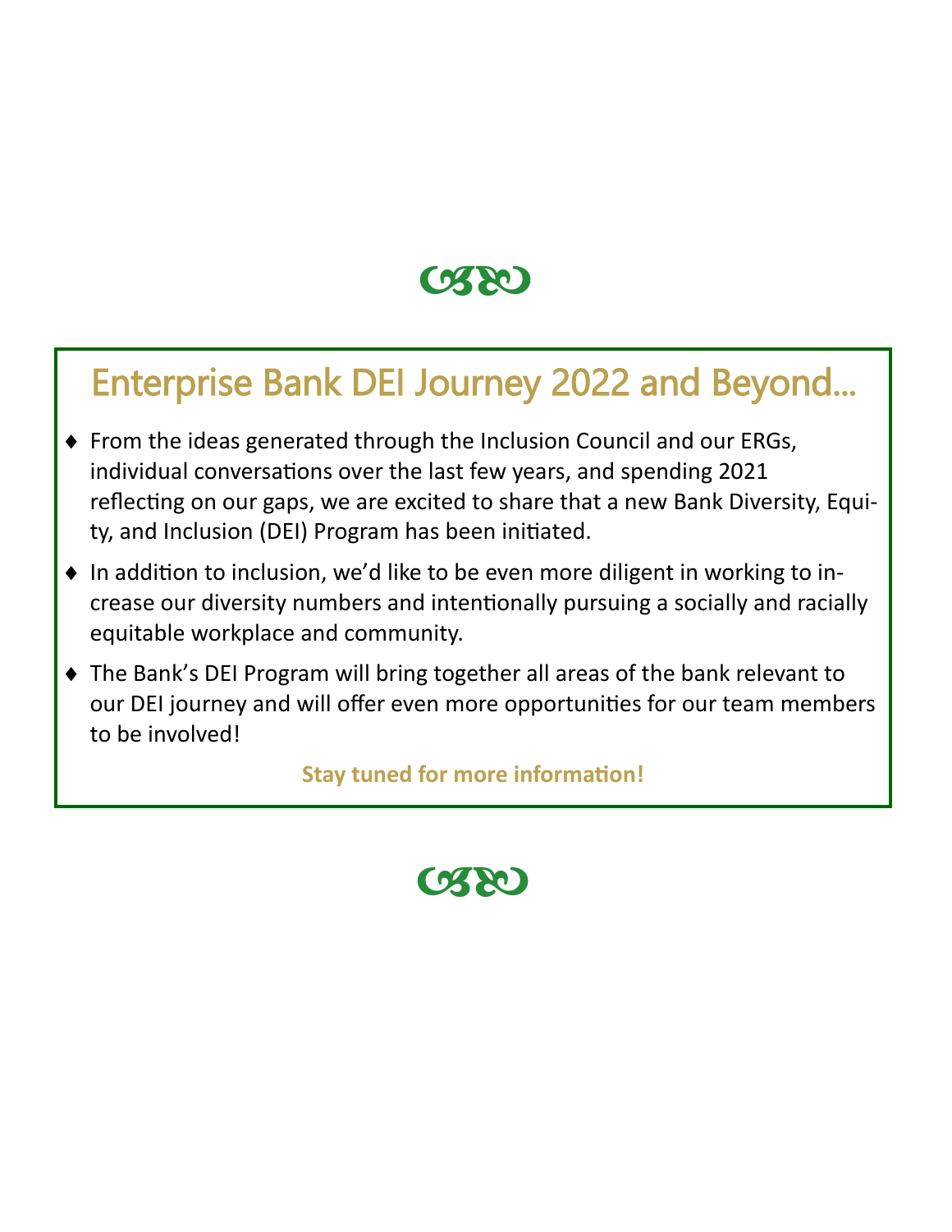## Enterprise Bank DEI Journey 2022 and Beyond…

- From the ideas generated through the Inclusion Council and our ERGs, individual conversations over the last few years, and spending 2021 reflecting on our gaps, we are excited to share that a new Bank Diversity, Equity, and Inclusion (DEI) Program has been initiated.
- In addition to inclusion, we'd like to be even more diligent in working to increase our diversity numbers and intentionally pursuing a socially and racially equitable workplace and community.
- The Bank's DEI Program will bring together all areas of the bank relevant to our DEI journey and will offer even more opportunities for our team members to be involved!

**Stay tuned for more information!**